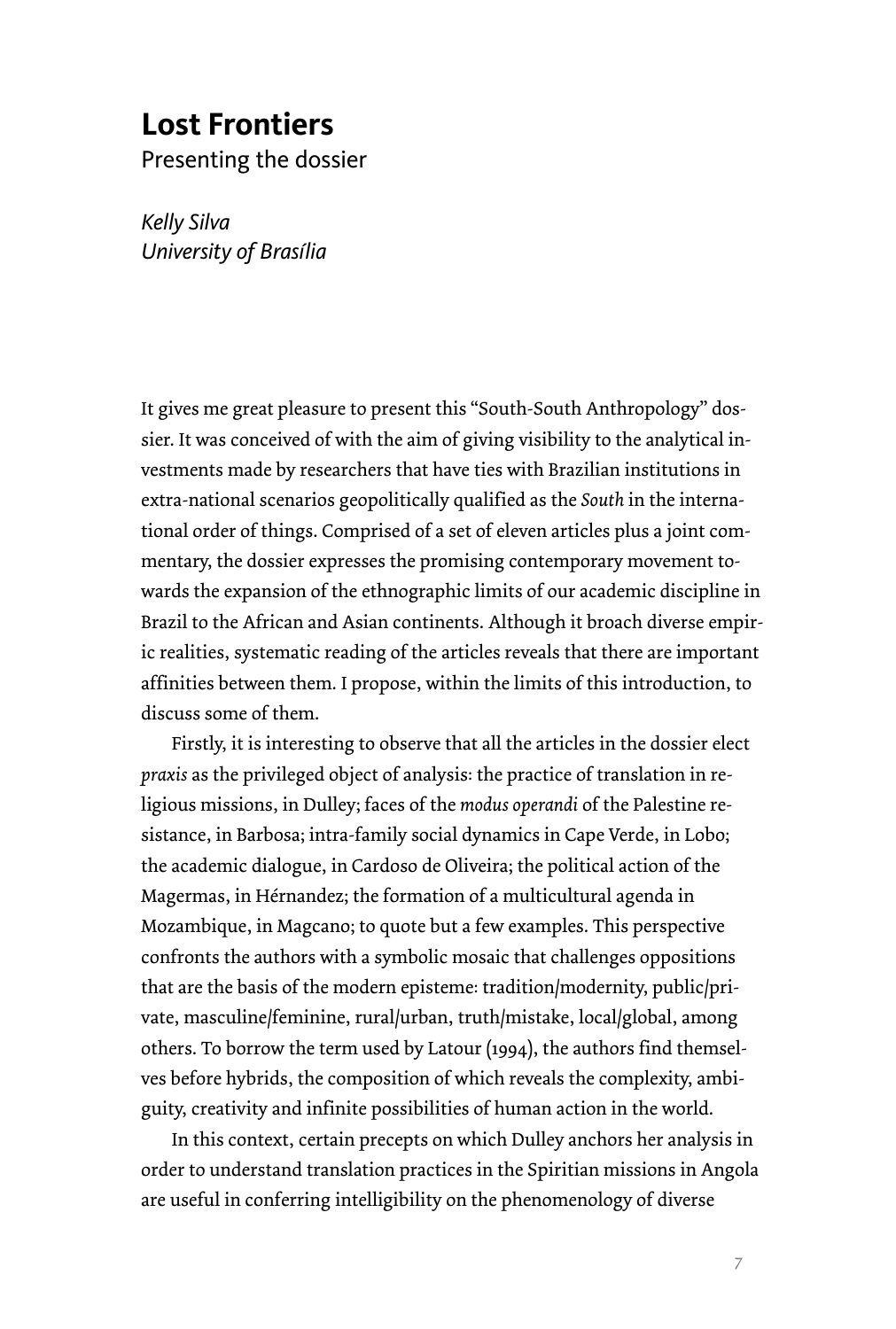# Lost Frontiers

Presenting the dossier

*Kelly Silva*
*University of Brasília*

It gives me great pleasure to present this "South-South Anthropology" dossier. It was conceived of with the aim of giving visibility to the analytical investments made by researchers that have ties with Brazilian institutions in extra-national scenarios geopolitically qualified as the *South* in the international order of things. Comprised of a set of eleven articles plus a joint commentary, the dossier expresses the promising contemporary movement towards the expansion of the ethnographic limits of our academic discipline in Brazil to the African and Asian continents. Although it broach diverse empiric realities, systematic reading of the articles reveals that there are important affinities between them. I propose, within the limits of this introduction, to discuss some of them.

Firstly, it is interesting to observe that all the articles in the dossier elect *praxis* as the privileged object of analysis: the practice of translation in religious missions, in Dulley; faces of the *modus operandi* of the Palestine resistance, in Barbosa; intra-family social dynamics in Cape Verde, in Lobo; the academic dialogue, in Cardoso de Oliveira; the political action of the Magermas, in Hérnandez; the formation of a multicultural agenda in Mozambique, in Magcano; to quote but a few examples. This perspective confronts the authors with a symbolic mosaic that challenges oppositions that are the basis of the modern episteme: tradition/modernity, public/private, masculine/feminine, rural/urban, truth/mistake, local/global, among others. To borrow the term used by Latour (1994), the authors find themselves before hybrids, the composition of which reveals the complexity, ambiguity, creativity and infinite possibilities of human action in the world.

In this context, certain precepts on which Dulley anchors her analysis in order to understand translation practices in the Spiritian missions in Angola are useful in conferring intelligibility on the phenomenology of diverse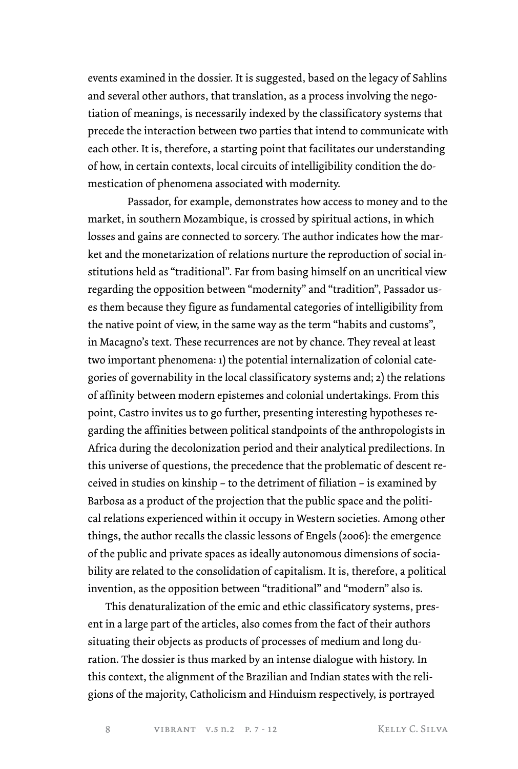events examined in the dossier. It is suggested, based on the legacy of Sahlins and several other authors, that translation, as a process involving the negotiation of meanings, is necessarily indexed by the classificatory systems that precede the interaction between two parties that intend to communicate with each other. It is, therefore, a starting point that facilitates our understanding of how, in certain contexts, local circuits of intelligibility condition the domestication of phenomena associated with modernity.

Passador, for example, demonstrates how access to money and to the market, in southern Mozambique, is crossed by spiritual actions, in which losses and gains are connected to sorcery. The author indicates how the market and the monetarization of relations nurture the reproduction of social institutions held as "traditional". Far from basing himself on an uncritical view regarding the opposition between "modernity" and "tradition", Passador uses them because they figure as fundamental categories of intelligibility from the native point of view, in the same way as the term "habits and customs", in Macagno's text. These recurrences are not by chance. They reveal at least two important phenomena: 1) the potential internalization of colonial categories of governability in the local classificatory systems and; 2) the relations of affinity between modern epistemes and colonial undertakings. From this point, Castro invites us to go further, presenting interesting hypotheses regarding the affinities between political standpoints of the anthropologists in Africa during the decolonization period and their analytical predilections. In this universe of questions, the precedence that the problematic of descent received in studies on kinship – to the detriment of filiation – is examined by Barbosa as a product of the projection that the public space and the political relations experienced within it occupy in Western societies. Among other things, the author recalls the classic lessons of Engels (2006): the emergence of the public and private spaces as ideally autonomous dimensions of sociability are related to the consolidation of capitalism. It is, therefore, a political invention, as the opposition between "traditional" and "modern" also is.

This denaturalization of the emic and ethic classificatory systems, present in a large part of the articles, also comes from the fact of their authors situating their objects as products of processes of medium and long duration. The dossier is thus marked by an intense dialogue with history. In this context, the alignment of the Brazilian and Indian states with the religions of the majority, Catholicism and Hinduism respectively, is portrayed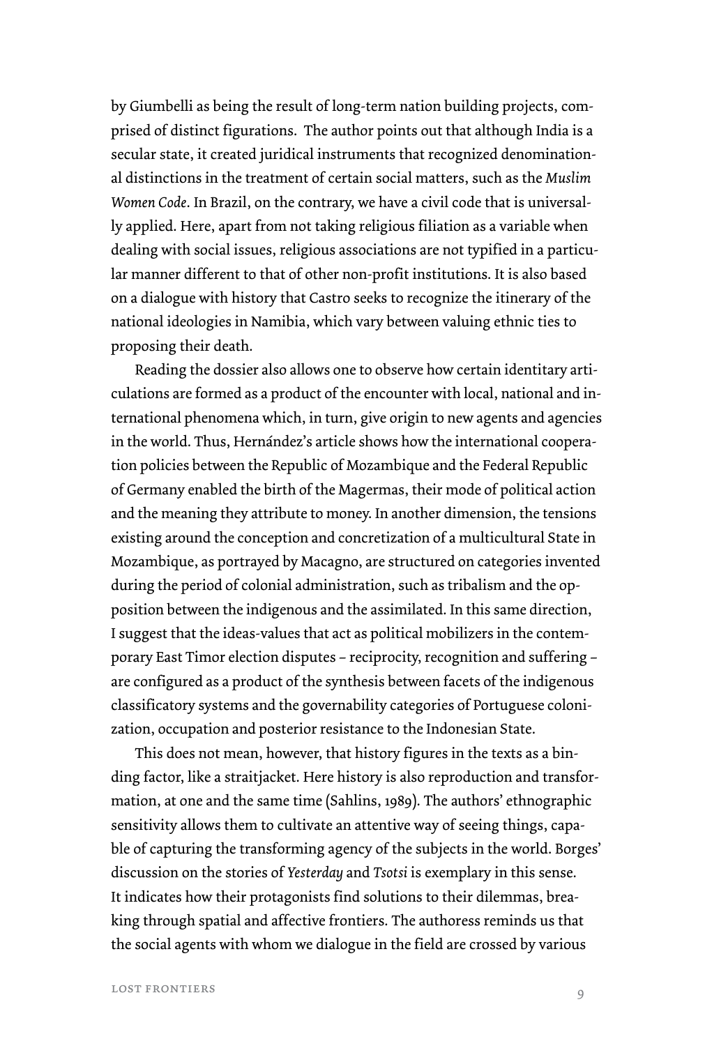by Giumbelli as being the result of long-term nation building projects, comprised of distinct figurations. The author points out that although India is a secular state, it created juridical instruments that recognized denominational distinctions in the treatment of certain social matters, such as the *Muslim Women Code*. In Brazil, on the contrary, we have a civil code that is universally applied. Here, apart from not taking religious filiation as a variable when dealing with social issues, religious associations are not typified in a particular manner different to that of other non-profit institutions. It is also based on a dialogue with history that Castro seeks to recognize the itinerary of the national ideologies in Namibia, which vary between valuing ethnic ties to proposing their death.

Reading the dossier also allows one to observe how certain identitary articulations are formed as a product of the encounter with local, national and international phenomena which, in turn, give origin to new agents and agencies in the world. Thus, Hernández's article shows how the international cooperation policies between the Republic of Mozambique and the Federal Republic of Germany enabled the birth of the Magermas, their mode of political action and the meaning they attribute to money. In another dimension, the tensions existing around the conception and concretization of a multicultural State in Mozambique, as portrayed by Macagno, are structured on categories invented during the period of colonial administration, such as tribalism and the opposition between the indigenous and the assimilated. In this same direction, I suggest that the ideas-values that act as political mobilizers in the contemporary East Timor election disputes – reciprocity, recognition and suffering – are configured as a product of the synthesis between facets of the indigenous classificatory systems and the governability categories of Portuguese colonization, occupation and posterior resistance to the Indonesian State.

This does not mean, however, that history figures in the texts as a binding factor, like a straitjacket. Here history is also reproduction and transformation, at one and the same time (Sahlins, 1989). The authors' ethnographic sensitivity allows them to cultivate an attentive way of seeing things, capable of capturing the transforming agency of the subjects in the world. Borges' discussion on the stories of *Yesterday* and *Tsotsi* is exemplary in this sense. It indicates how their protagonists find solutions to their dilemmas, breaking through spatial and affective frontiers. The authoress reminds us that the social agents with whom we dialogue in the field are crossed by various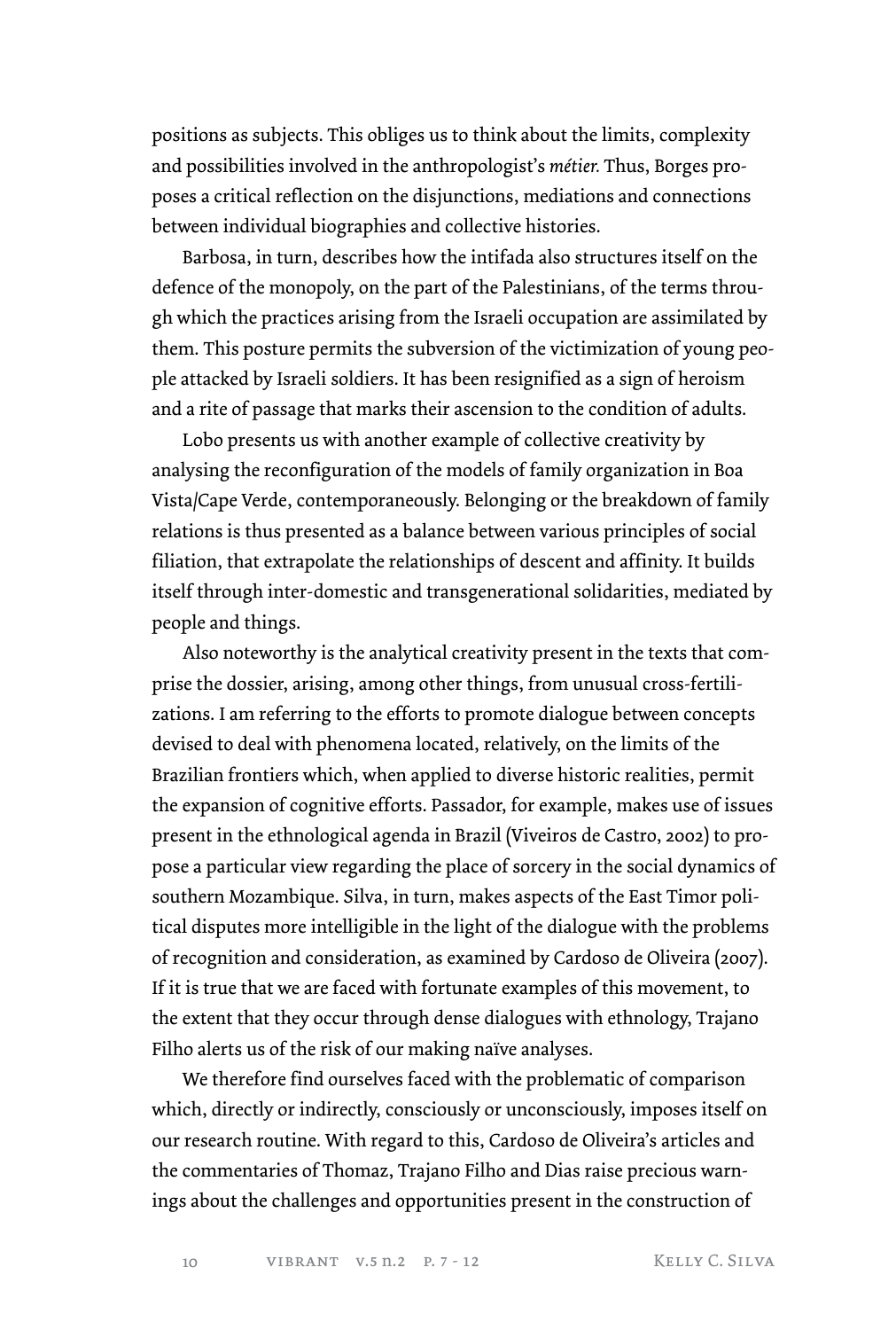positions as subjects. This obliges us to think about the limits, complexity and possibilities involved in the anthropologist's *métier.* Thus, Borges proposes a critical reflection on the disjunctions, mediations and connections between individual biographies and collective histories.

Barbosa, in turn, describes how the intifada also structures itself on the defence of the monopoly, on the part of the Palestinians, of the terms through which the practices arising from the Israeli occupation are assimilated by them. This posture permits the subversion of the victimization of young people attacked by Israeli soldiers. It has been resignified as a sign of heroism and a rite of passage that marks their ascension to the condition of adults.

Lobo presents us with another example of collective creativity by analysing the reconfiguration of the models of family organization in Boa Vista/Cape Verde, contemporaneously. Belonging or the breakdown of family relations is thus presented as a balance between various principles of social filiation, that extrapolate the relationships of descent and affinity. It builds itself through inter-domestic and transgenerational solidarities, mediated by people and things.

Also noteworthy is the analytical creativity present in the texts that comprise the dossier, arising, among other things, from unusual cross-fertilizations. I am referring to the efforts to promote dialogue between concepts devised to deal with phenomena located, relatively, on the limits of the Brazilian frontiers which, when applied to diverse historic realities, permit the expansion of cognitive efforts. Passador, for example, makes use of issues present in the ethnological agenda in Brazil (Viveiros de Castro, 2002) to propose a particular view regarding the place of sorcery in the social dynamics of southern Mozambique. Silva, in turn, makes aspects of the East Timor political disputes more intelligible in the light of the dialogue with the problems of recognition and consideration, as examined by Cardoso de Oliveira (2007). If it is true that we are faced with fortunate examples of this movement, to the extent that they occur through dense dialogues with ethnology, Trajano Filho alerts us of the risk of our making naïve analyses.

We therefore find ourselves faced with the problematic of comparison which, directly or indirectly, consciously or unconsciously, imposes itself on our research routine. With regard to this, Cardoso de Oliveira's articles and the commentaries of Thomaz, Trajano Filho and Dias raise precious warnings about the challenges and opportunities present in the construction of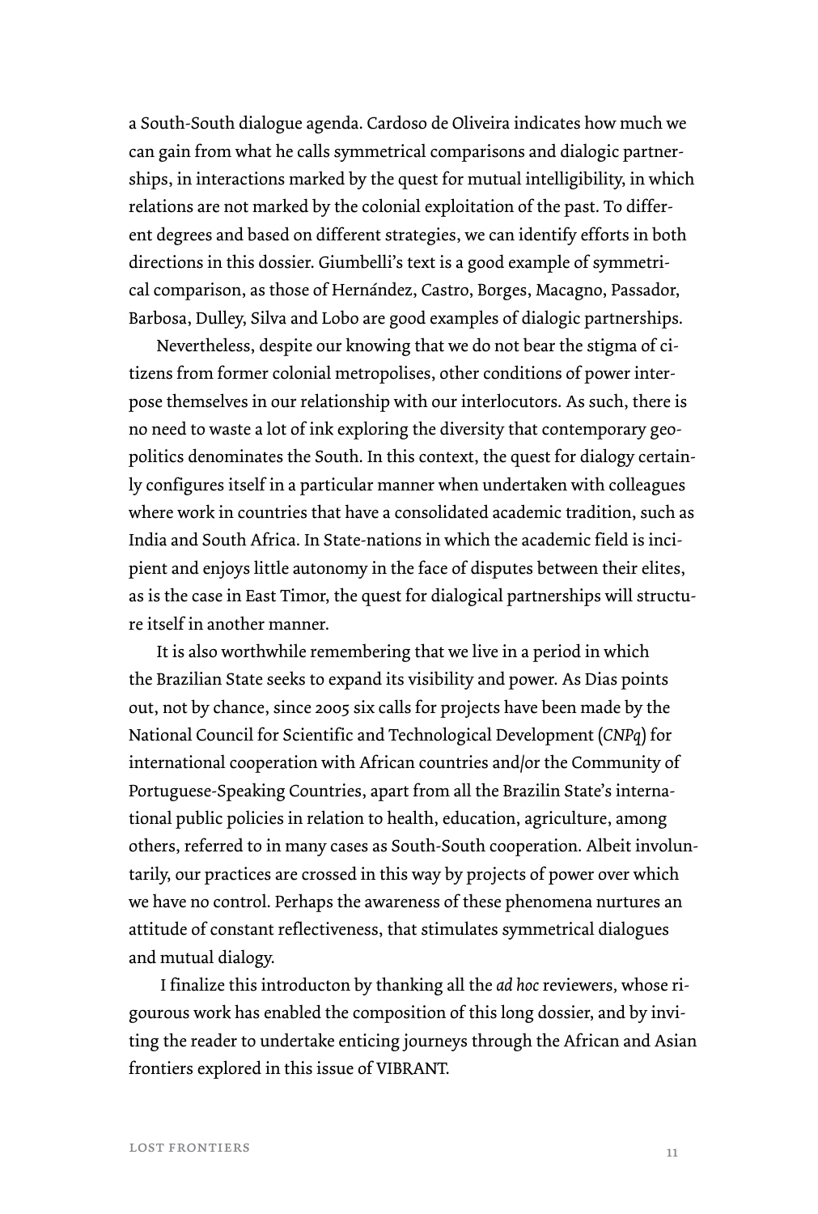a South-South dialogue agenda. Cardoso de Oliveira indicates how much we can gain from what he calls symmetrical comparisons and dialogic partnerships, in interactions marked by the quest for mutual intelligibility, in which relations are not marked by the colonial exploitation of the past. To different degrees and based on different strategies, we can identify efforts in both directions in this dossier. Giumbelli's text is a good example of symmetrical comparison, as those of Hernández, Castro, Borges, Macagno, Passador, Barbosa, Dulley, Silva and Lobo are good examples of dialogic partnerships.

Nevertheless, despite our knowing that we do not bear the stigma of citizens from former colonial metropolises, other conditions of power interpose themselves in our relationship with our interlocutors. As such, there is no need to waste a lot of ink exploring the diversity that contemporary geopolitics denominates the South. In this context, the quest for dialogy certainly configures itself in a particular manner when undertaken with colleagues where work in countries that have a consolidated academic tradition, such as India and South Africa. In State-nations in which the academic field is incipient and enjoys little autonomy in the face of disputes between their elites, as is the case in East Timor, the quest for dialogical partnerships will structure itself in another manner.

It is also worthwhile remembering that we live in a period in which the Brazilian State seeks to expand its visibility and power. As Dias points out, not by chance, since 2005 six calls for projects have been made by the National Council for Scientific and Technological Development (*CNPq*) for international cooperation with African countries and/or the Community of Portuguese-Speaking Countries, apart from all the Brazilin State's international public policies in relation to health, education, agriculture, among others, referred to in many cases as South-South cooperation. Albeit involuntarily, our practices are crossed in this way by projects of power over which we have no control. Perhaps the awareness of these phenomena nurtures an attitude of constant reflectiveness, that stimulates symmetrical dialogues and mutual dialogy.

I finalize this introducton by thanking all the *ad hoc* reviewers, whose rigourous work has enabled the composition of this long dossier, and by inviting the reader to undertake enticing journeys through the African and Asian frontiers explored in this issue of VIBRANT.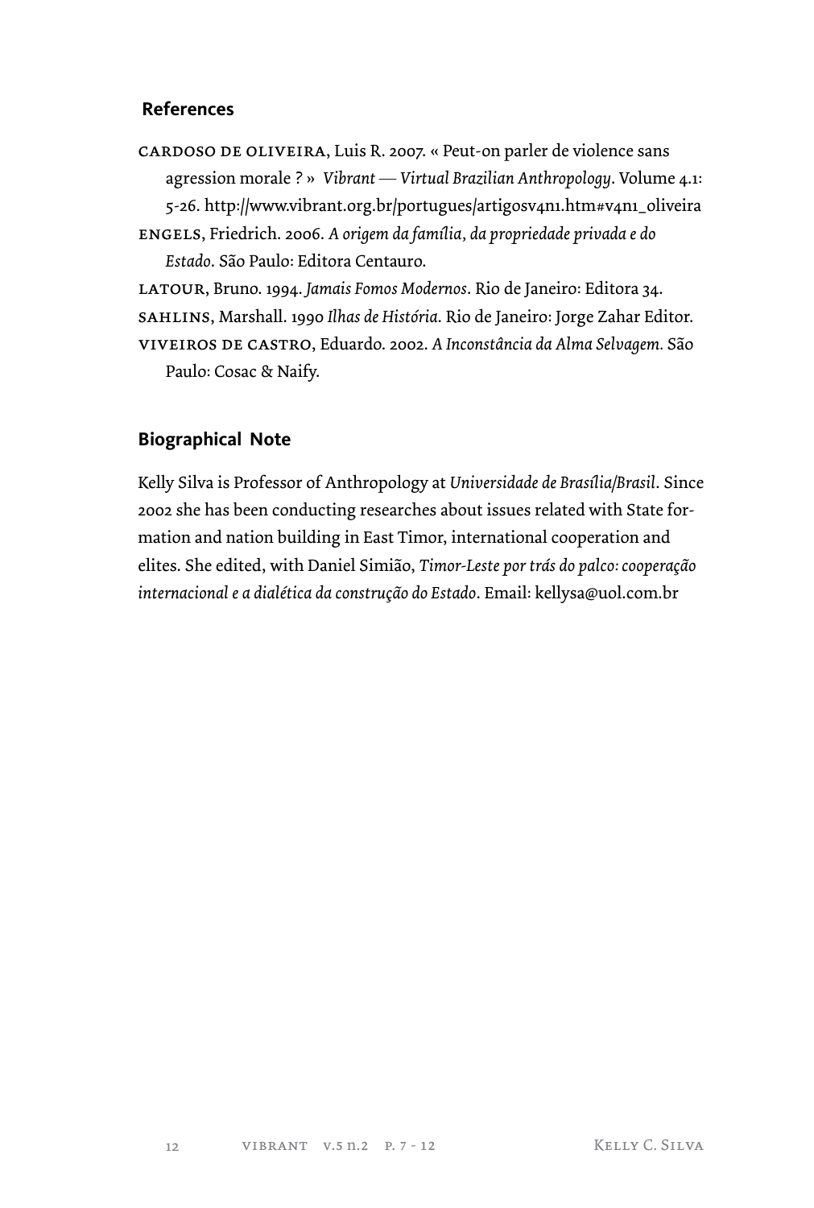## References

CARDOSO DE OLIVEIRA, Luis R. 2007. « Peut-on parler de violence sans agression morale ? » *Vibrant — Virtual Brazilian Anthropology*. Volume 4.1: 5-26. http://www.vibrant.org.br/portugues/artigosv4n1.htm#v4n1_oliveira

ENGELS, Friedrich. 2006. *A origem da família, da propriedade privada e do Estado*. São Paulo: Editora Centauro.

LATOUR, Bruno. 1994. *Jamais Fomos Modernos*. Rio de Janeiro: Editora 34.

SAHLINS, Marshall. 1990 *Ilhas de História*. Rio de Janeiro: Jorge Zahar Editor.

VIVEIROS DE CASTRO, Eduardo. 2002. *A Inconstância da Alma Selvagem*. São Paulo: Cosac & Naify.

## Biographical Note

Kelly Silva is Professor of Anthropology at *Universidade de Brasília/Brasil*. Since 2002 she has been conducting researches about issues related with State formation and nation building in East Timor, international cooperation and elites. She edited, with Daniel Simião, *Timor-Leste por trás do palco: cooperação internacional e a dialética da construção do Estado*. Email: kellysa@uol.com.br